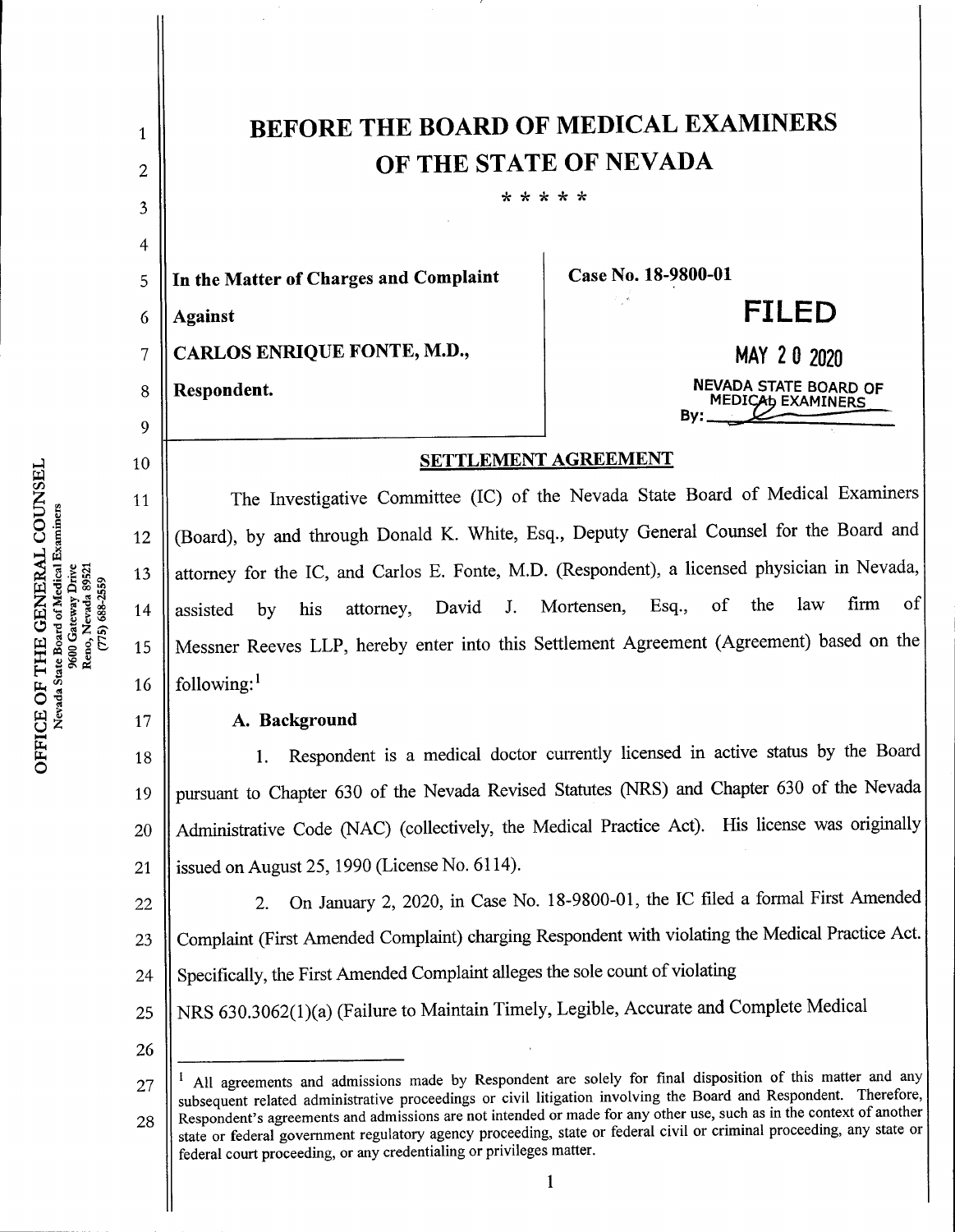# BEFORE THE BOARD OF MEDICAL EXAMINERS OF THE STATE OF NEVADA

\* \* \* \* \*

| In the Matter of Charges and Complaint Against CARLOS ENRIQUE FONTE, M.D., Respondent. | Case No. 18-9800-01 |
|---|---|

**FILED**

**MAY 20 2020**

NEVADA STATE BOARD OF MEDICAL EXAMINERS

By: \_\_\_\_\_\_\_\_\_\_

## SETTLEMENT AGREEMENT

The Investigative Committee (IC) of the Nevada State Board of Medical Examiners (Board), by and through Donald K. White, Esq., Deputy General Counsel for the Board and attorney for the IC, and Carlos E. Fonte, M.D. (Respondent), a licensed physician in Nevada, assisted by his attorney, David J. Mortensen, Esq., of the law firm of Messner Reeves LLP, hereby enter into this Settlement Agreement (Agreement) based on the following:[1]

### A. Background

1. Respondent is a medical doctor currently licensed in active status by the Board pursuant to Chapter 630 of the Nevada Revised Statutes (NRS) and Chapter 630 of the Nevada Administrative Code (NAC) (collectively, the Medical Practice Act). His license was originally issued on August 25, 1990 (License No. 6114).

2. On January 2, 2020, in Case No. 18-9800-01, the IC filed a formal First Amended Complaint (First Amended Complaint) charging Respondent with violating the Medical Practice Act. Specifically, the First Amended Complaint alleges the sole count of violating NRS 630.3062(1)(a) (Failure to Maintain Timely, Legible, Accurate and Complete Medical

---

[1] All agreements and admissions made by Respondent are solely for final disposition of this matter and any subsequent related administrative proceedings or civil litigation involving the Board and Respondent. Therefore, Respondent's agreements and admissions are not intended or made for any other use, such as in the context of another state or federal government regulatory agency proceeding, state or federal civil or criminal proceeding, any state or federal court proceeding, or any credentialing or privileges matter.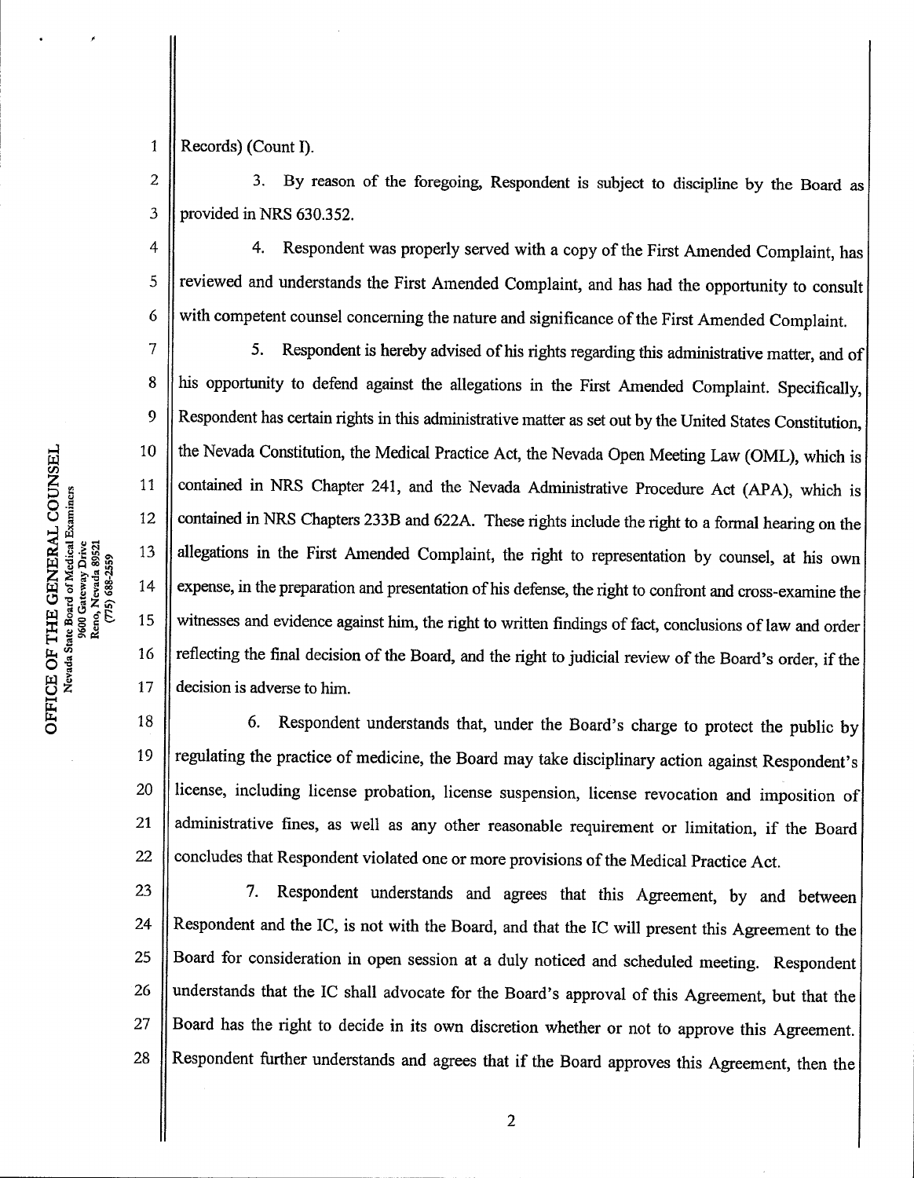Records) (Count I).

3. By reason of the foregoing, Respondent is subject to discipline by the Board as provided in NRS 630.352.

4. Respondent was properly served with a copy of the First Amended Complaint, has reviewed and understands the First Amended Complaint, and has had the opportunity to consult with competent counsel concerning the nature and significance of the First Amended Complaint.

5. Respondent is hereby advised of his rights regarding this administrative matter, and of his opportunity to defend against the allegations in the First Amended Complaint. Specifically, Respondent has certain rights in this administrative matter as set out by the United States Constitution, the Nevada Constitution, the Medical Practice Act, the Nevada Open Meeting Law (OML), which is contained in NRS Chapter 241, and the Nevada Administrative Procedure Act (APA), which is contained in NRS Chapters 233B and 622A. These rights include the right to a formal hearing on the allegations in the First Amended Complaint, the right to representation by counsel, at his own expense, in the preparation and presentation of his defense, the right to confront and cross-examine the witnesses and evidence against him, the right to written findings of fact, conclusions of law and order reflecting the final decision of the Board, and the right to judicial review of the Board's order, if the decision is adverse to him.

6. Respondent understands that, under the Board's charge to protect the public by regulating the practice of medicine, the Board may take disciplinary action against Respondent's license, including license probation, license suspension, license revocation and imposition of administrative fines, as well as any other reasonable requirement or limitation, if the Board concludes that Respondent violated one or more provisions of the Medical Practice Act.

7. Respondent understands and agrees that this Agreement, by and between Respondent and the IC, is not with the Board, and that the IC will present this Agreement to the Board for consideration in open session at a duly noticed and scheduled meeting. Respondent understands that the IC shall advocate for the Board's approval of this Agreement, but that the Board has the right to decide in its own discretion whether or not to approve this Agreement. Respondent further understands and agrees that if the Board approves this Agreement, then the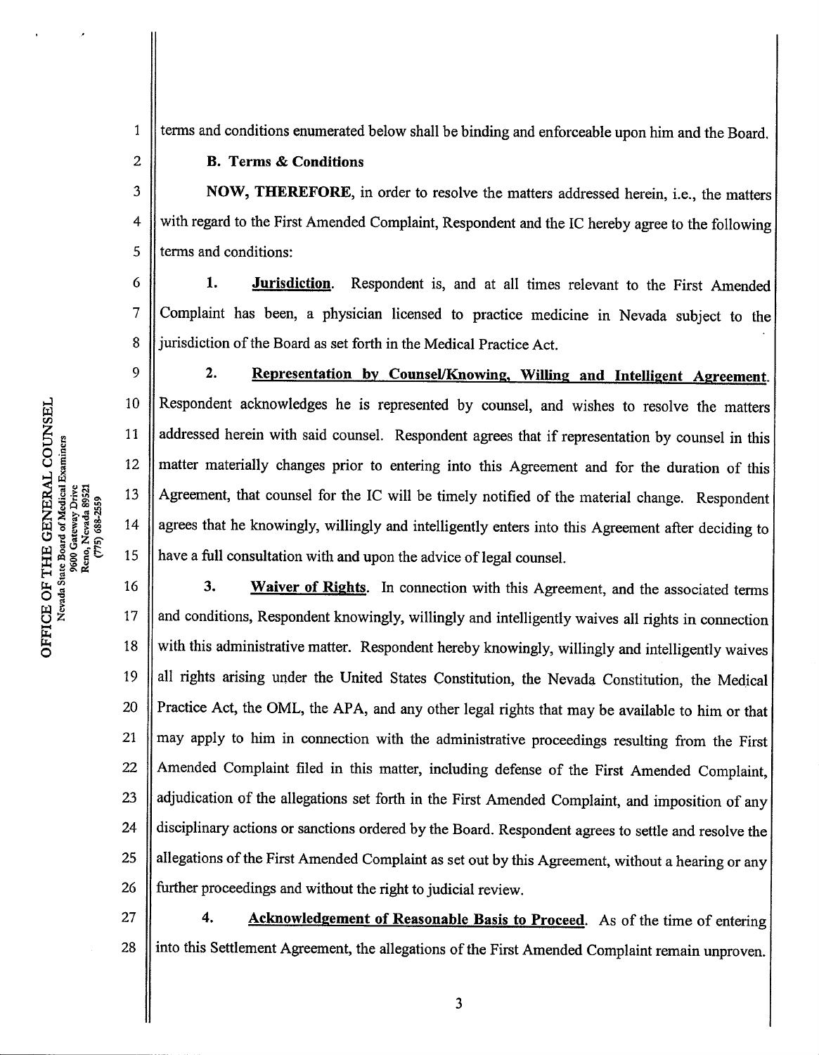terms and conditions enumerated below shall be binding and enforceable upon him and the Board.

**B. Terms & Conditions**

**NOW, THEREFORE,** in order to resolve the matters addressed herein, i.e., the matters with regard to the First Amended Complaint, Respondent and the IC hereby agree to the following terms and conditions:

**1. Jurisdiction.** Respondent is, and at all times relevant to the First Amended Complaint has been, a physician licensed to practice medicine in Nevada subject to the jurisdiction of the Board as set forth in the Medical Practice Act.

**2. Representation by Counsel/Knowing, Willing and Intelligent Agreement.** Respondent acknowledges he is represented by counsel, and wishes to resolve the matters addressed herein with said counsel. Respondent agrees that if representation by counsel in this matter materially changes prior to entering into this Agreement and for the duration of this Agreement, that counsel for the IC will be timely notified of the material change. Respondent agrees that he knowingly, willingly and intelligently enters into this Agreement after deciding to have a full consultation with and upon the advice of legal counsel.

**3. Waiver of Rights.** In connection with this Agreement, and the associated terms and conditions, Respondent knowingly, willingly and intelligently waives all rights in connection with this administrative matter. Respondent hereby knowingly, willingly and intelligently waives all rights arising under the United States Constitution, the Nevada Constitution, the Medical Practice Act, the OML, the APA, and any other legal rights that may be available to him or that may apply to him in connection with the administrative proceedings resulting from the First Amended Complaint filed in this matter, including defense of the First Amended Complaint, adjudication of the allegations set forth in the First Amended Complaint, and imposition of any disciplinary actions or sanctions ordered by the Board. Respondent agrees to settle and resolve the allegations of the First Amended Complaint as set out by this Agreement, without a hearing or any further proceedings and without the right to judicial review.

**4. Acknowledgement of Reasonable Basis to Proceed.** As of the time of entering into this Settlement Agreement, the allegations of the First Amended Complaint remain unproven.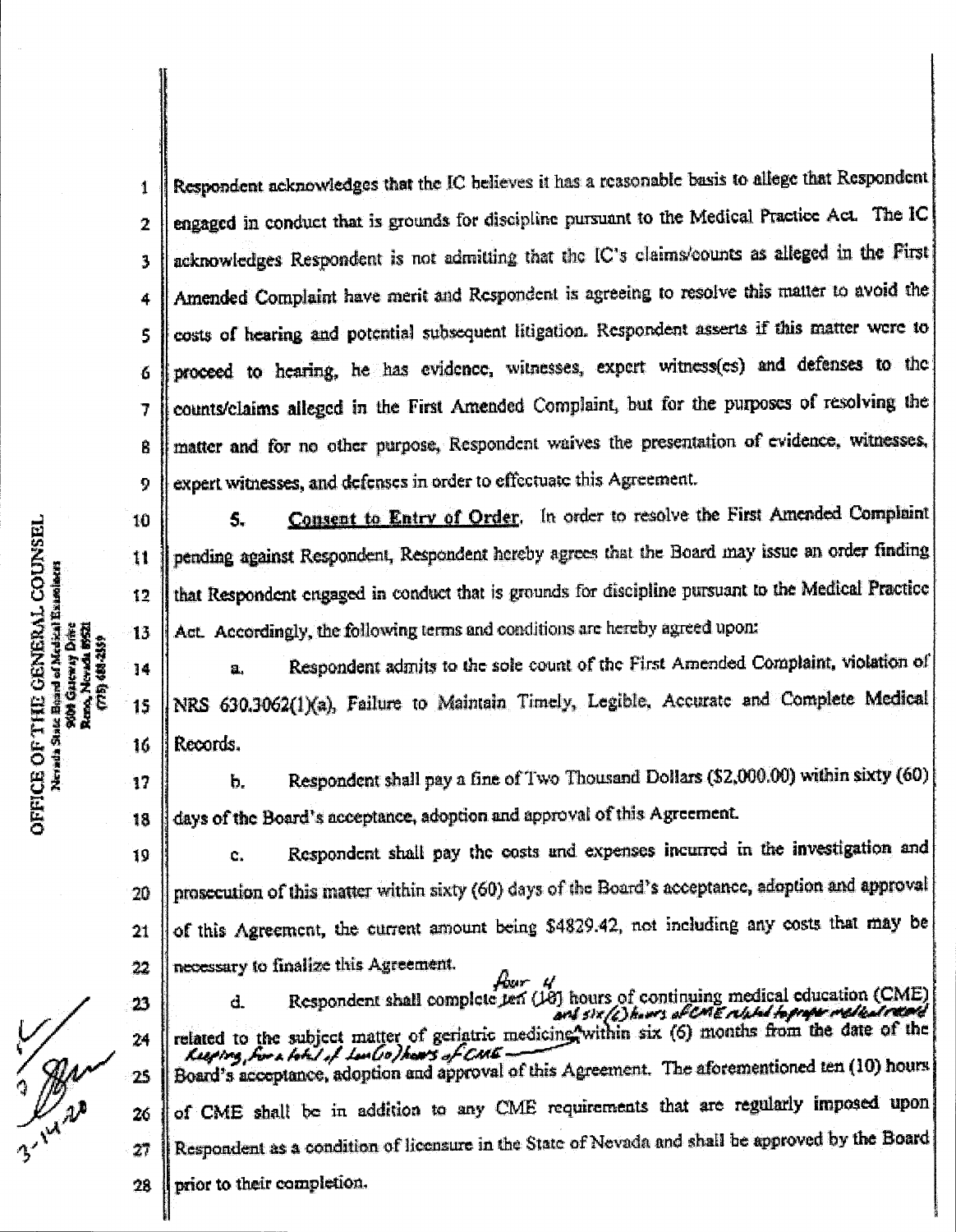Respondent acknowledges that the IC believes it has a reasonable basis to allege that Respondent engaged in conduct that is grounds for discipline pursuant to the Medical Practice Act. The IC acknowledges Respondent is not admitting that the IC's claims/counts as alleged in the First Amended Complaint have merit and Respondent is agreeing to resolve this matter to avoid the costs of hearing and potential subsequent litigation. Respondent asserts if this matter were to proceed to hearing, he has evidence, witnesses, expert witness(es) and defenses to the counts/claims alleged in the First Amended Complaint, but for the purposes of resolving the matter and for no other purpose, Respondent waives the presentation of evidence, witnesses, expert witnesses, and defenses in order to effectuate this Agreement.

5. **Consent to Entry of Order.** In order to resolve the First Amended Complaint pending against Respondent, Respondent hereby agrees that the Board may issue an order finding that Respondent engaged in conduct that is grounds for discipline pursuant to the Medical Practice Act. Accordingly, the following terms and conditions are hereby agreed upon:

a. Respondent admits to the sole count of the First Amended Complaint, violation of NRS 630.3062(1)(a), Failure to Maintain Timely, Legible, Accurate and Complete Medical Records.

b. Respondent shall pay a fine of Two Thousand Dollars ($2,000.00) within sixty (60) days of the Board's acceptance, adoption and approval of this Agreement.

c. Respondent shall pay the costs and expenses incurred in the investigation and prosecution of this matter within sixty (60) days of the Board's acceptance, adoption and approval of this Agreement, the current amount being $4829.42, not including any costs that may be necessary to finalize this Agreement.

d. Respondent shall complete ~~ten (10)~~ four (4) hours of continuing medical education (CME) related to the subject matter of geriatric medicine and six (6) hours of CME related to proper medical record keeping, for a total of ten (10) hours of CME within six (6) months from the date of the Board's acceptance, adoption and approval of this Agreement. The aforementioned ten (10) hours of CME shall be in addition to any CME requirements that are regularly imposed upon Respondent as a condition of licensure in the State of Nevada and shall be approved by the Board prior to their completion.

OFFICE OF THE GENERAL COUNSEL
Nevada State Board of Medical Examiners
9600 Gateway Drive
Reno, Nevada 89521
(775) 688-2559

3-14-20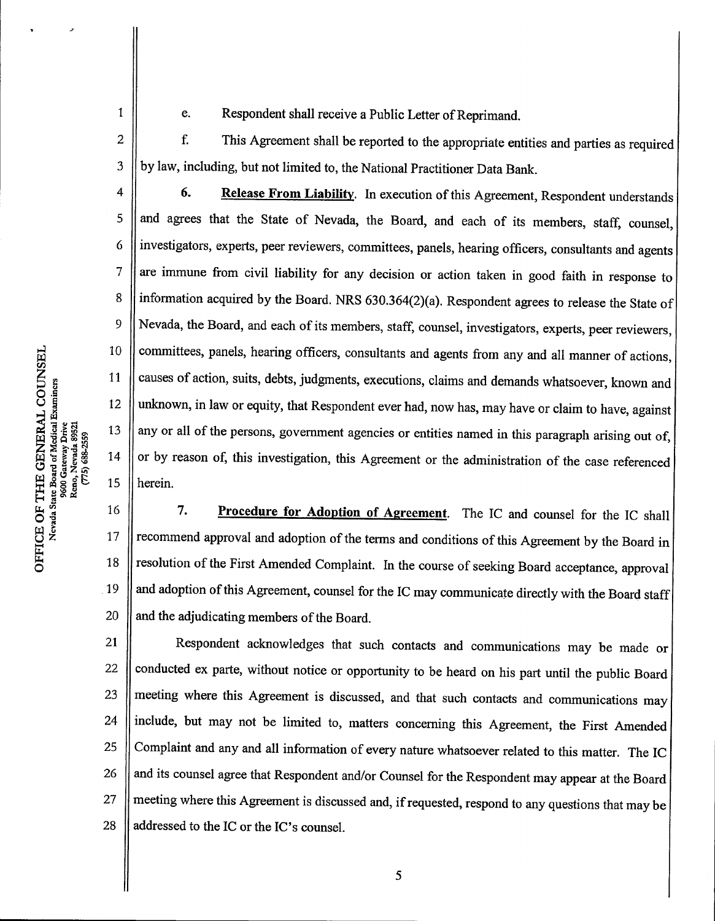e. Respondent shall receive a Public Letter of Reprimand.

f. This Agreement shall be reported to the appropriate entities and parties as required by law, including, but not limited to, the National Practitioner Data Bank.

6. **Release From Liability**. In execution of this Agreement, Respondent understands and agrees that the State of Nevada, the Board, and each of its members, staff, counsel, investigators, experts, peer reviewers, committees, panels, hearing officers, consultants and agents are immune from civil liability for any decision or action taken in good faith in response to information acquired by the Board. NRS 630.364(2)(a). Respondent agrees to release the State of Nevada, the Board, and each of its members, staff, counsel, investigators, experts, peer reviewers, committees, panels, hearing officers, consultants and agents from any and all manner of actions, causes of action, suits, debts, judgments, executions, claims and demands whatsoever, known and unknown, in law or equity, that Respondent ever had, now has, may have or claim to have, against any or all of the persons, government agencies or entities named in this paragraph arising out of, or by reason of, this investigation, this Agreement or the administration of the case referenced herein.

7. **Procedure for Adoption of Agreement**. The IC and counsel for the IC shall recommend approval and adoption of the terms and conditions of this Agreement by the Board in resolution of the First Amended Complaint. In the course of seeking Board acceptance, approval and adoption of this Agreement, counsel for the IC may communicate directly with the Board staff and the adjudicating members of the Board.

Respondent acknowledges that such contacts and communications may be made or conducted ex parte, without notice or opportunity to be heard on his part until the public Board meeting where this Agreement is discussed, and that such contacts and communications may include, but may not be limited to, matters concerning this Agreement, the First Amended Complaint and any and all information of every nature whatsoever related to this matter. The IC and its counsel agree that Respondent and/or Counsel for the Respondent may appear at the Board meeting where this Agreement is discussed and, if requested, respond to any questions that may be addressed to the IC or the IC's counsel.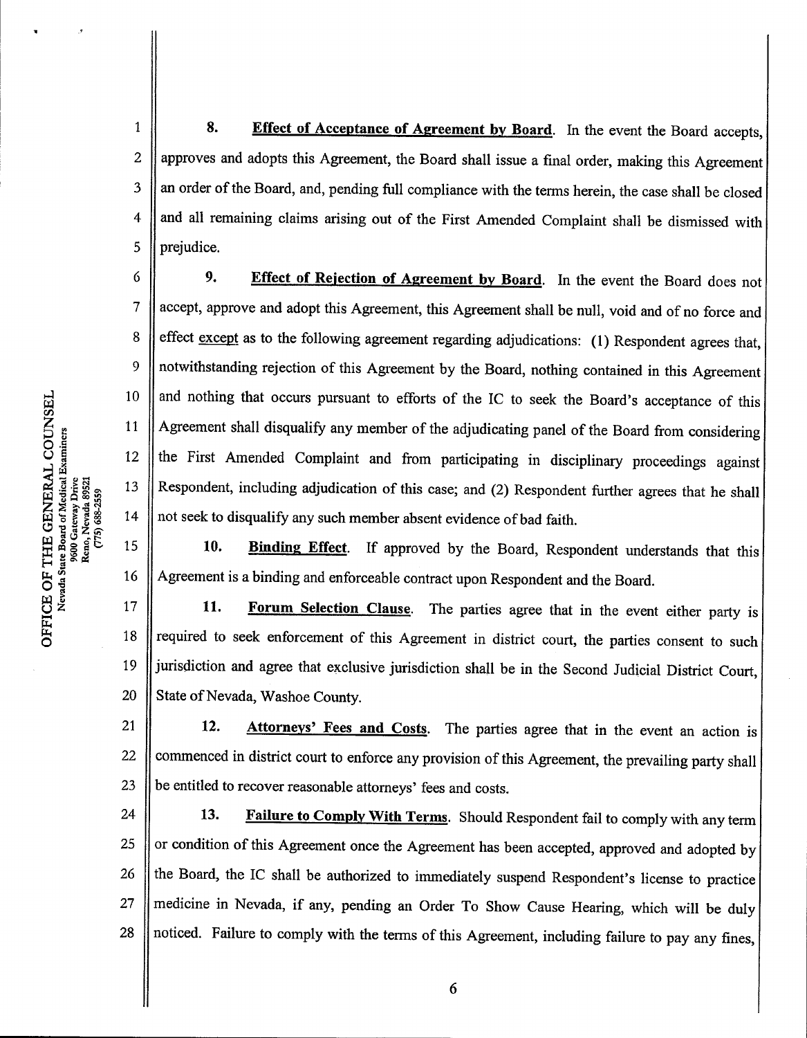8. **Effect of Acceptance of Agreement by Board**. In the event the Board accepts, approves and adopts this Agreement, the Board shall issue a final order, making this Agreement an order of the Board, and, pending full compliance with the terms herein, the case shall be closed and all remaining claims arising out of the First Amended Complaint shall be dismissed with prejudice.

9. **Effect of Rejection of Agreement by Board**. In the event the Board does not accept, approve and adopt this Agreement, this Agreement shall be null, void and of no force and effect except as to the following agreement regarding adjudications: (1) Respondent agrees that, notwithstanding rejection of this Agreement by the Board, nothing contained in this Agreement and nothing that occurs pursuant to efforts of the IC to seek the Board's acceptance of this Agreement shall disqualify any member of the adjudicating panel of the Board from considering the First Amended Complaint and from participating in disciplinary proceedings against Respondent, including adjudication of this case; and (2) Respondent further agrees that he shall not seek to disqualify any such member absent evidence of bad faith.

10. **Binding Effect**. If approved by the Board, Respondent understands that this Agreement is a binding and enforceable contract upon Respondent and the Board.

11. **Forum Selection Clause**. The parties agree that in the event either party is required to seek enforcement of this Agreement in district court, the parties consent to such jurisdiction and agree that exclusive jurisdiction shall be in the Second Judicial District Court, State of Nevada, Washoe County.

12. **Attorneys' Fees and Costs**. The parties agree that in the event an action is commenced in district court to enforce any provision of this Agreement, the prevailing party shall be entitled to recover reasonable attorneys' fees and costs.

13. **Failure to Comply With Terms**. Should Respondent fail to comply with any term or condition of this Agreement once the Agreement has been accepted, approved and adopted by the Board, the IC shall be authorized to immediately suspend Respondent's license to practice medicine in Nevada, if any, pending an Order To Show Cause Hearing, which will be duly noticed. Failure to comply with the terms of this Agreement, including failure to pay any fines,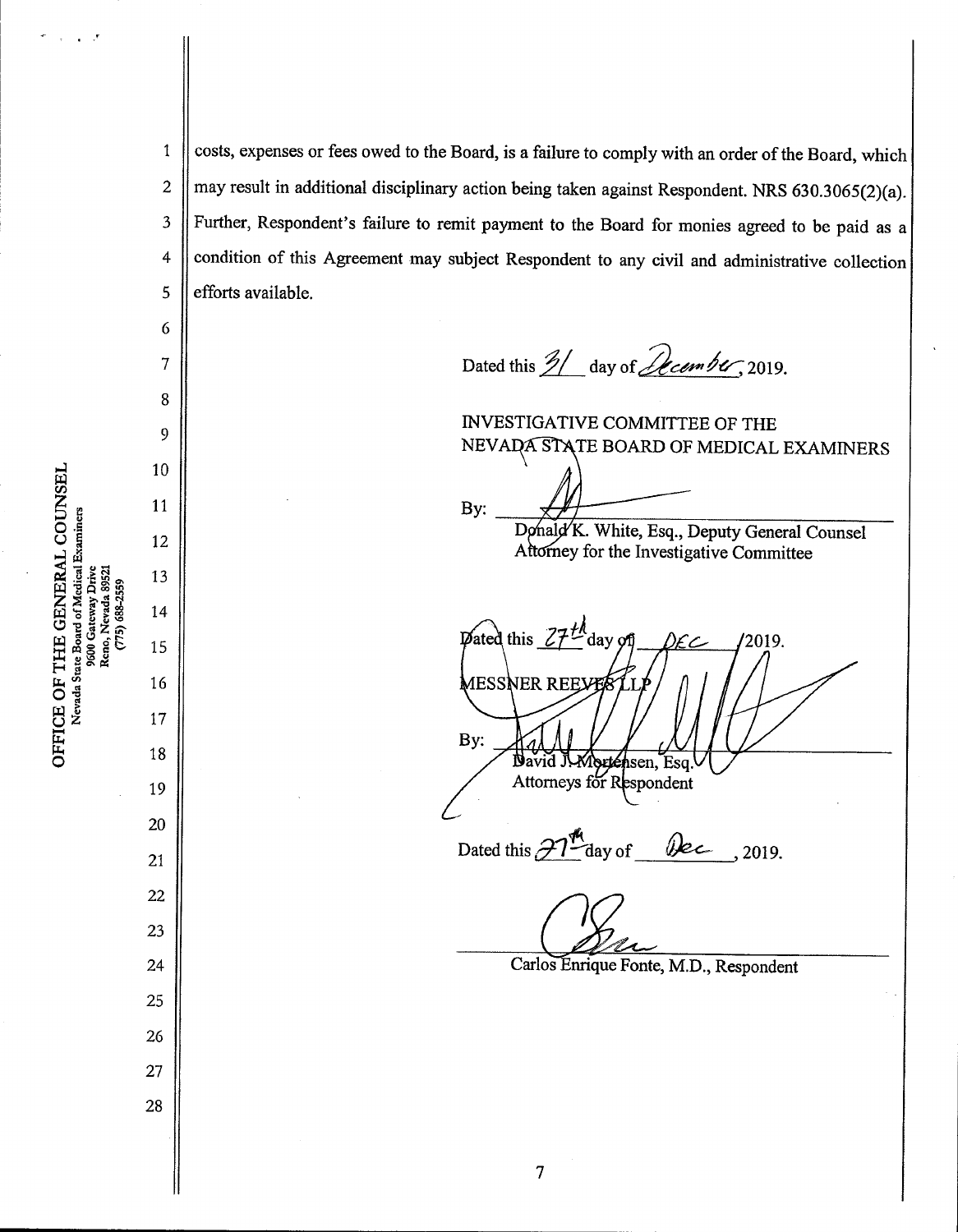costs, expenses or fees owed to the Board, is a failure to comply with an order of the Board, which may result in additional disciplinary action being taken against Respondent. NRS 630.3065(2)(a). Further, Respondent's failure to remit payment to the Board for monies agreed to be paid as a condition of this Agreement may subject Respondent to any civil and administrative collection efforts available.

Dated this 31 day of December, 2019.

INVESTIGATIVE COMMITTEE OF THE
NEVADA STATE BOARD OF MEDICAL EXAMINERS

By: ______________________________
Donald K. White, Esq., Deputy General Counsel
Attorney for the Investigative Committee

Dated this 27th day of DEC /2019.

MESSNER REEVES LLP

By: ______________________________
David J. Mortensen, Esq.
Attorneys for Respondent

Dated this 27th day of Dec, 2019.

______________________________
Carlos Enrique Fonte, M.D., Respondent

OFFICE OF THE GENERAL COUNSEL
Nevada State Board of Medical Examiners
9600 Gateway Drive
Reno, Nevada 89521
(775) 688-2559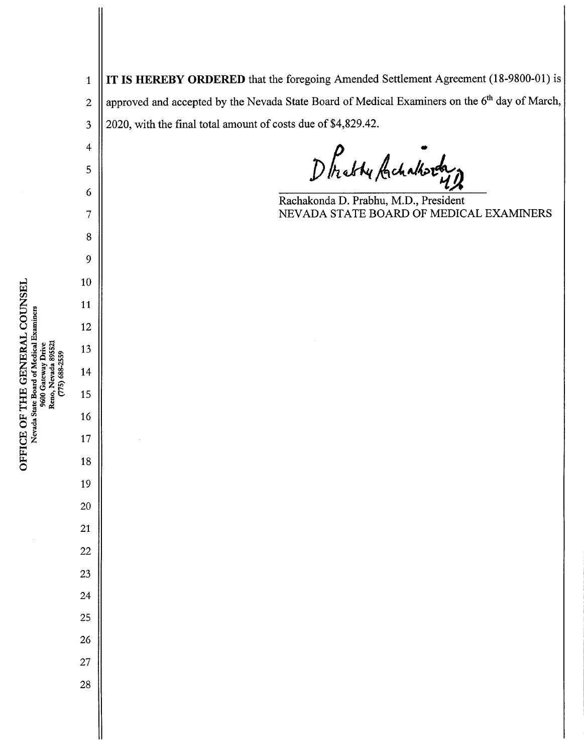**IT IS HEREBY ORDERED** that the foregoing Amended Settlement Agreement (18-9800-01) is approved and accepted by the Nevada State Board of Medical Examiners on the 6th day of March, 2020, with the final total amount of costs due of $4,829.42.

Rachakonda D. Prabhu, M.D., President
NEVADA STATE BOARD OF MEDICAL EXAMINERS

OFFICE OF THE GENERAL COUNSEL
Nevada State Board of Medical Examiners
9600 Gateway Drive
Reno, Nevada 89521
(775) 688-2559